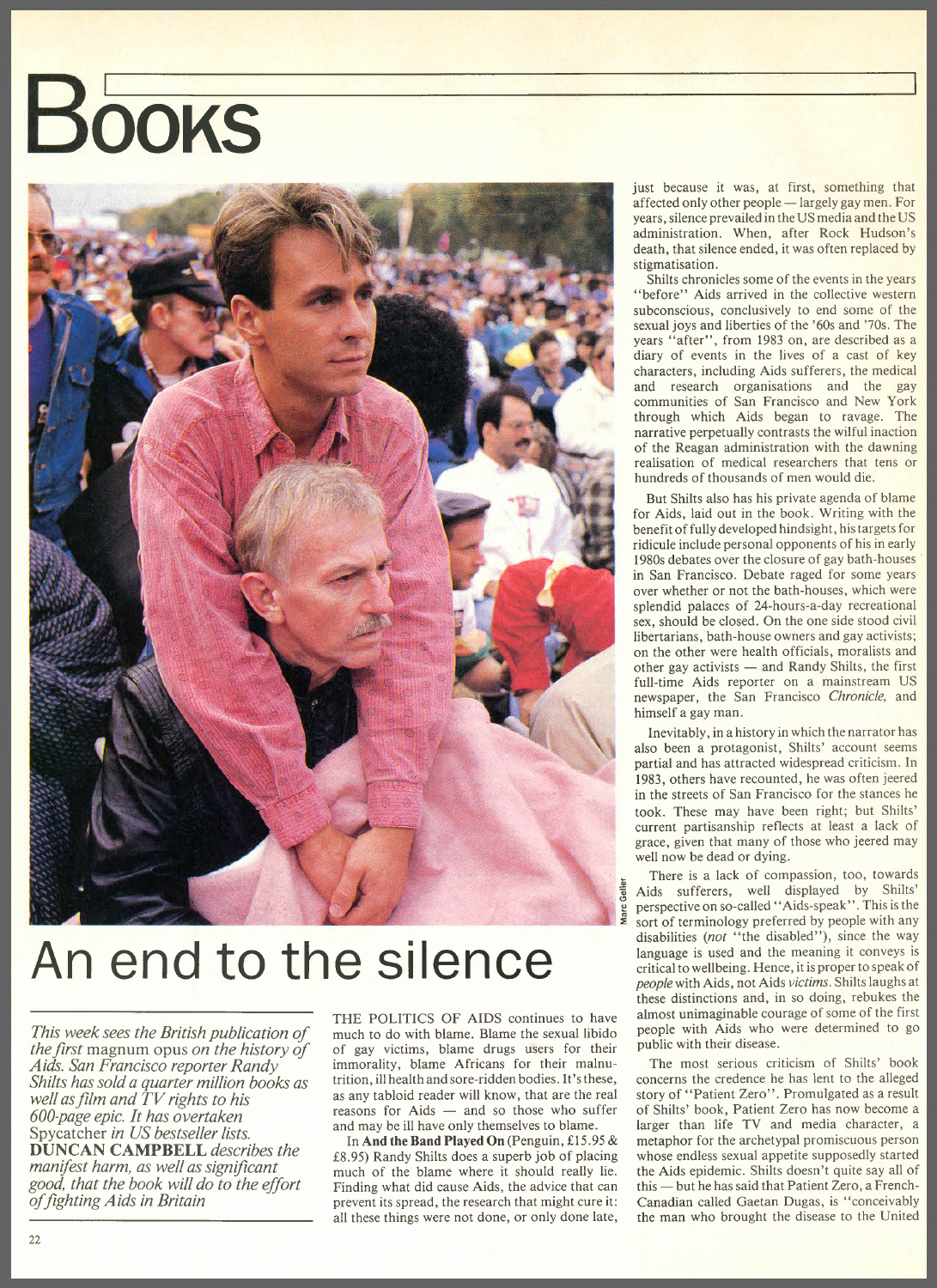# Books

# An end to the silence

*This week sees the British publication of the first* magnum opus *on the history of Aids. San Francisco reporter Randy Shilts has sold a quarter million books as well as film and TV rights to his 600-page epic. It has overtaken* Spycatcher *in US bestseller lists.* **DUNCAN CAMPBELL** *describes the manifest harm, as well as significant good, that the book will do to the effort of fighting Aids in Britain*

Marc Geller

THE POLITICS OF AIDS continues to have much to do with blame. Blame the sexual libido of gay victims, blame drugs users for their immorality, blame Africans for their malnutrition, ill health and sore-ridden bodies. It's these, as any tabloid reader will know, that are the real reasons for Aids — and so those who suffer and may be ill have only themselves to blame.

In **And the Band Played On** (Penguin, £15.95 & £8.95) Randy Shilts does a superb job of placing much of the blame where it should really lie. Finding what did cause Aids, the advice that can prevent its spread, the research that might cure it: all these things were not done, or only done late, just because it was, at first, something that affected only other people — largely gay men. For years, silence prevailed in the US media and the US administration. When, after Rock Hudson's death, that silence ended, it was often replaced by stigmatisation.

Shilts chronicles some of the events in the years "before" Aids arrived in the collective western subconscious, conclusively to end some of the sexual joys and liberties of the '60s and '70s. The years "after", from 1983 on, are described as a diary of events in the lives of a cast of key characters, including Aids sufferers, the medical and research organisations and the gay communities of San Francisco and New York through which Aids began to ravage. The narrative perpetually contrasts the wilful inaction of the Reagan administration with the dawning realisation of medical researchers that tens or hundreds of thousands of men would die.

But Shilts also has his private agenda of blame for Aids, laid out in the book. Writing with the benefit of fully developed hindsight, his targets for ridicule include personal opponents of his in early 1980s debates over the closure of gay bath-houses in San Francisco. Debate raged for some years over whether or not the bath-houses, which were splendid palaces of 24-hours-a-day recreational sex, should be closed. On the one side stood civil libertarians, bath-house owners and gay activists; on the other were health officials, moralists and other gay activists — and Randy Shilts, the first full-time Aids reporter on a mainstream US newspaper, the San Francisco *Chronicle*, and himself a gay man.

Inevitably, in a history in which the narrator has also been a protagonist, Shilts' account seems partial and has attracted widespread criticism. In 1983, others have recounted, he was often jeered in the streets of San Francisco for the stances he took. These may have been right; but Shilts' current partisanship reflects at least a lack of grace, given that many of those who jeered may well now be dead or dying.

There is a lack of compassion, too, towards Aids sufferers, well displayed by Shilts' perspective on so-called "Aids-speak". This is the sort of terminology preferred by people with any disabilities (*not* "the disabled"), since the way language is used and the meaning it conveys is critical to wellbeing. Hence, it is proper to speak of *people* with Aids, not Aids *victims*. Shilts laughs at these distinctions and, in so doing, rebukes the almost unimaginable courage of some of the first people with Aids who were determined to go public with their disease.

The most serious criticism of Shilts' book concerns the credence he has lent to the alleged story of "Patient Zero". Promulgated as a result of Shilts' book, Patient Zero has now become a larger than life TV and media character, a metaphor for the archetypal promiscuous person whose endless sexual appetite supposedly started the Aids epidemic. Shilts doesn't quite say all of this — but he has said that Patient Zero, a French-Canadian called Gaetan Dugas, is "conceivably the man who brought the disease to the United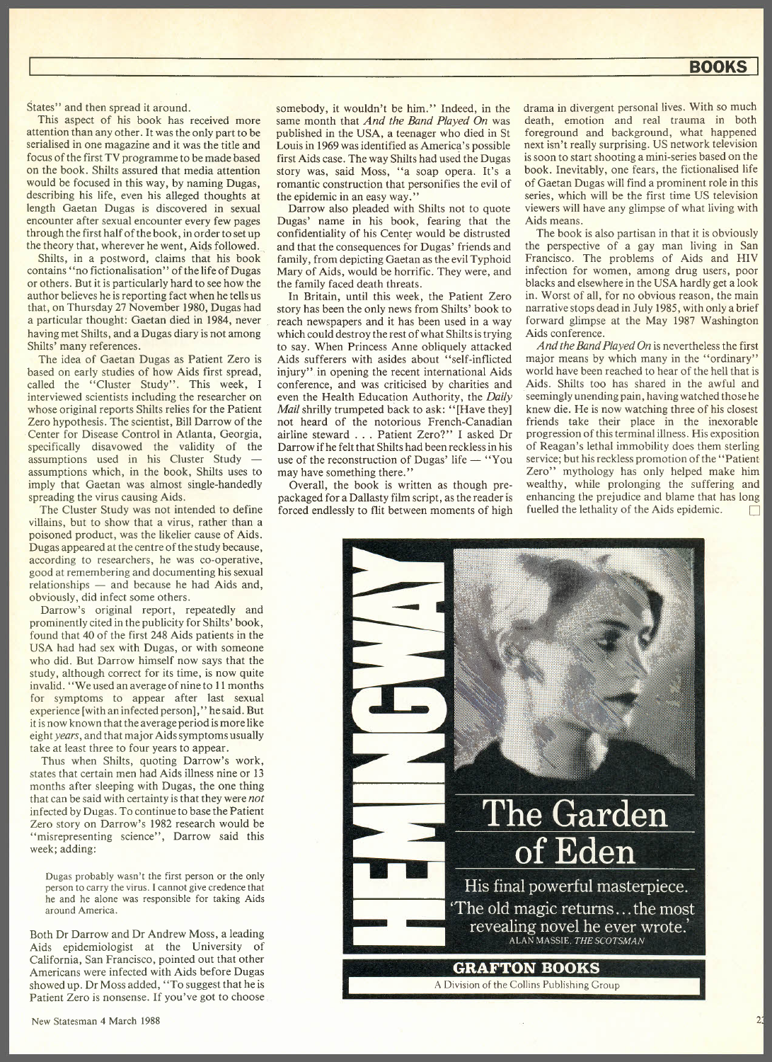States" and then spread it around.

This aspect of his book has received more attention than any other. It was the only part to be serialised in one magazine and it was the title and focus of the first TV programme to be made based on the book. Shilts assured that media attention would be focused in this way, by naming Dugas, describing his life, even his alleged thoughts at length Gaetan Dugas is discovered in sexual encounter after sexual encounter every few pages through the first half of the book, in order to set up the theory that, wherever he went, Aids followed.

Shilts, in a postword, claims that his book contains "no fictionalisation" of the life of Dugas or others. But it is particularly hard to see how the author believes he is reporting fact when he tells us that, on Thursday 27 November 1980, Dugas had a particular thought: Gaetan died in 1984, never having met Shilts, and a Dugas diary is not among Shilts' many references.

The idea of Gaetan Dugas as Patient Zero is based on early studies of how Aids first spread, called the "Cluster Study". This week, I interviewed scientists including the researcher on whose original reports Shilts relies for the Patient Zero hypothesis. The scientist, Bill Darrow of the Center for Disease Control in Atlanta, Georgia, specifically disavowed the validity of the assumptions used in his Cluster Study — assumptions which, in the book, Shilts uses to imply that Gaetan was almost single-handedly spreading the virus causing Aids.

The Cluster Study was not intended to define villains, but to show that a virus, rather than a poisoned product, was the likelier cause of Aids. Dugas appeared at the centre of the study because, according to researchers, he was co-operative, good at remembering and documenting his sexual relationships — and because he had Aids and, obviously, did infect some others.

Darrow's original report, repeatedly and prominently cited in the publicity for Shilts' book, found that 40 of the first 248 Aids patients in the USA had had sex with Dugas, or with someone who did. But Darrow himself now says that the study, although correct for its time, is now quite invalid. "We used an average of nine to 11 months for symptoms to appear after last sexual experience [with an infected person]," he said. But it is now known that the average period is more like eight *years*, and that major Aids symptoms usually take at least three to four years to appear.

Thus when Shilts, quoting Darrow's work, states that certain men had Aids illness nine or 13 months after sleeping with Dugas, the one thing that can be said with certainty is that they were *not* infected by Dugas. To continue to base the Patient Zero story on Darrow's 1982 research would be "misrepresenting science", Darrow said this week; adding:

> Dugas probably wasn't the first person or the only person to carry the virus. I cannot give credence that he and he alone was responsible for taking Aids around America.

Both Dr Darrow and Dr Andrew Moss, a leading Aids epidemiologist at the University of California, San Francisco, pointed out that other Americans were infected with Aids before Dugas showed up. Dr Moss added, "To suggest that he is Patient Zero is nonsense. If you've got to choose somebody, it wouldn't be him." Indeed, in the same month that *And the Band Played On* was published in the USA, a teenager who died in St Louis in 1969 was identified as America's possible first Aids case. The way Shilts had used the Dugas story was, said Moss, "a soap opera. It's a romantic construction that personifies the evil of the epidemic in an easy way."

Darrow also pleaded with Shilts not to quote Dugas' name in his book, fearing that the confidentiality of his Center would be distrusted and that the consequences for Dugas' friends and family, from depicting Gaetan as the evil Typhoid Mary of Aids, would be horrific. They were, and the family faced death threats.

In Britain, until this week, the Patient Zero story has been the only news from Shilts' book to reach newspapers and it has been used in a way which could destroy the rest of what Shilts is trying to say. When Princess Anne obliquely attacked Aids sufferers with asides about "self-inflicted injury" in opening the recent international Aids conference, and was criticised by charities and even the Health Education Authority, the *Daily Mail* shrilly trumpeted back to ask: "[Have they] not heard of the notorious French-Canadian airline steward . . . Patient Zero?" I asked Dr Darrow if he felt that Shilts had been reckless in his use of the reconstruction of Dugas' life — "You may have something there."

Overall, the book is written as though pre-packaged for a Dallasty film script, as the reader is forced endlessly to flit between moments of high drama in divergent personal lives. With so much death, emotion and real trauma in both foreground and background, what happened next isn't really surprising. US network television is soon to start shooting a mini-series based on the book. Inevitably, one fears, the fictionalised life of Gaetan Dugas will find a prominent role in this series, which will be the first time US television viewers will have any glimpse of what living with Aids means.

The book is also partisan in that it is obviously the perspective of a gay man living in San Francisco. The problems of Aids and HIV infection for women, among drug users, poor blacks and elsewhere in the USA hardly get a look in. Worst of all, for no obvious reason, the main narrative stops dead in July 1985, with only a brief forward glimpse at the May 1987 Washington Aids conference.

*And the Band Played On* is nevertheless the first major means by which many in the "ordinary" world have been reached to hear of the hell that is Aids. Shilts too has shared in the awful and seemingly unending pain, having watched those he knew die. He is now watching three of his closest friends take their place in the inexorable progression of this terminal illness. His exposition of Reagan's lethal immobility does them sterling service; but his reckless promotion of the "Patient Zero" mythology has only helped make him wealthy, while prolonging the suffering and enhancing the prejudice and blame that has long fuelled the lethality of the Aids epidemic. □

HEMINGWAY

The Garden of Eden

His final powerful masterpiece.

'The old magic returns...the most revealing novel he ever wrote.'

ALAN MASSIE, *THE SCOTSMAN*

**GRAFTON BOOKS**

A Division of the Collins Publishing Group